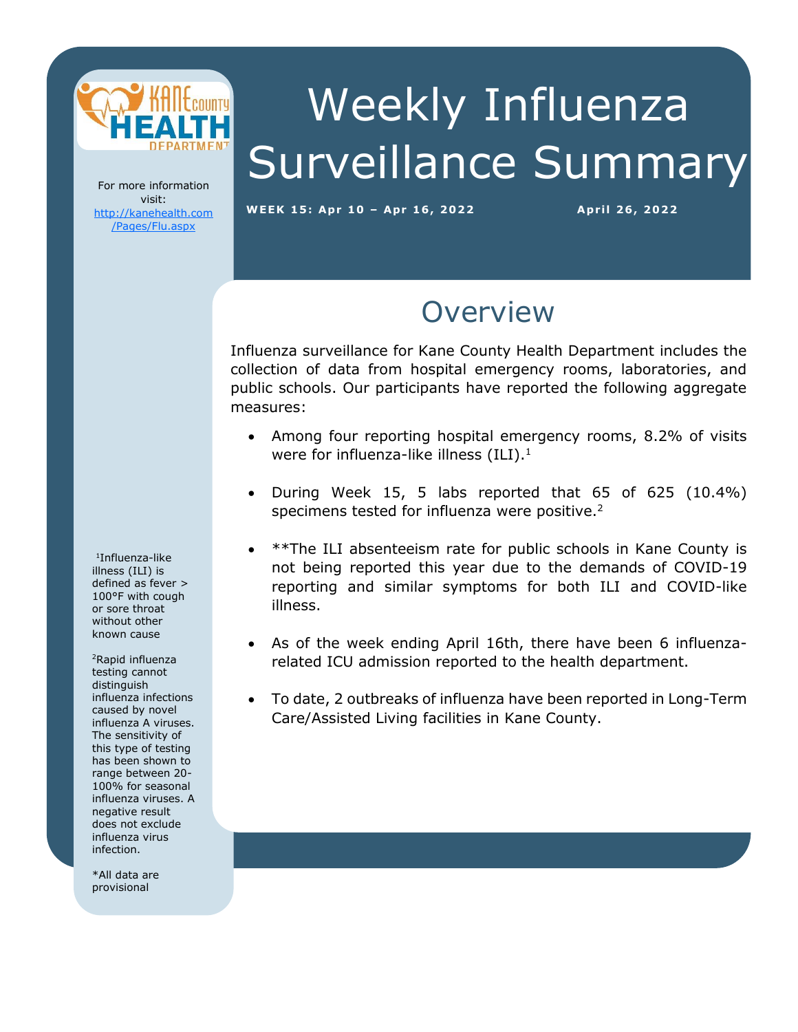# Weekly Influenza Surveillance Summary

**WEEK 15: Apr 10 – Apr 16, 2022** **April 26, 2022**

For more information visit: http://kanehealth.com/Pages/Flu.aspx

## Overview

Influenza surveillance for Kane County Health Department includes the collection of data from hospital emergency rooms, laboratories, and public schools. Our participants have reported the following aggregate measures:

- Among four reporting hospital emergency rooms, 8.2% of visits were for influenza-like illness (ILI).[1]
- During Week 15, 5 labs reported that 65 of 625 (10.4%) specimens tested for influenza were positive.[2]
- **The ILI absenteeism rate for public schools in Kane County is not being reported this year due to the demands of COVID-19 reporting and similar symptoms for both ILI and COVID-like illness.
- As of the week ending April 16th, there have been 6 influenza-related ICU admission reported to the health department.
- To date, 2 outbreaks of influenza have been reported in Long-Term Care/Assisted Living facilities in Kane County.

[1]Influenza-like illness (ILI) is defined as fever > 100°F with cough or sore throat without other known cause

[2]Rapid influenza testing cannot distinguish influenza infections caused by novel influenza A viruses. The sensitivity of this type of testing has been shown to range between 20-100% for seasonal influenza viruses. A negative result does not exclude influenza virus infection.

*All data are provisional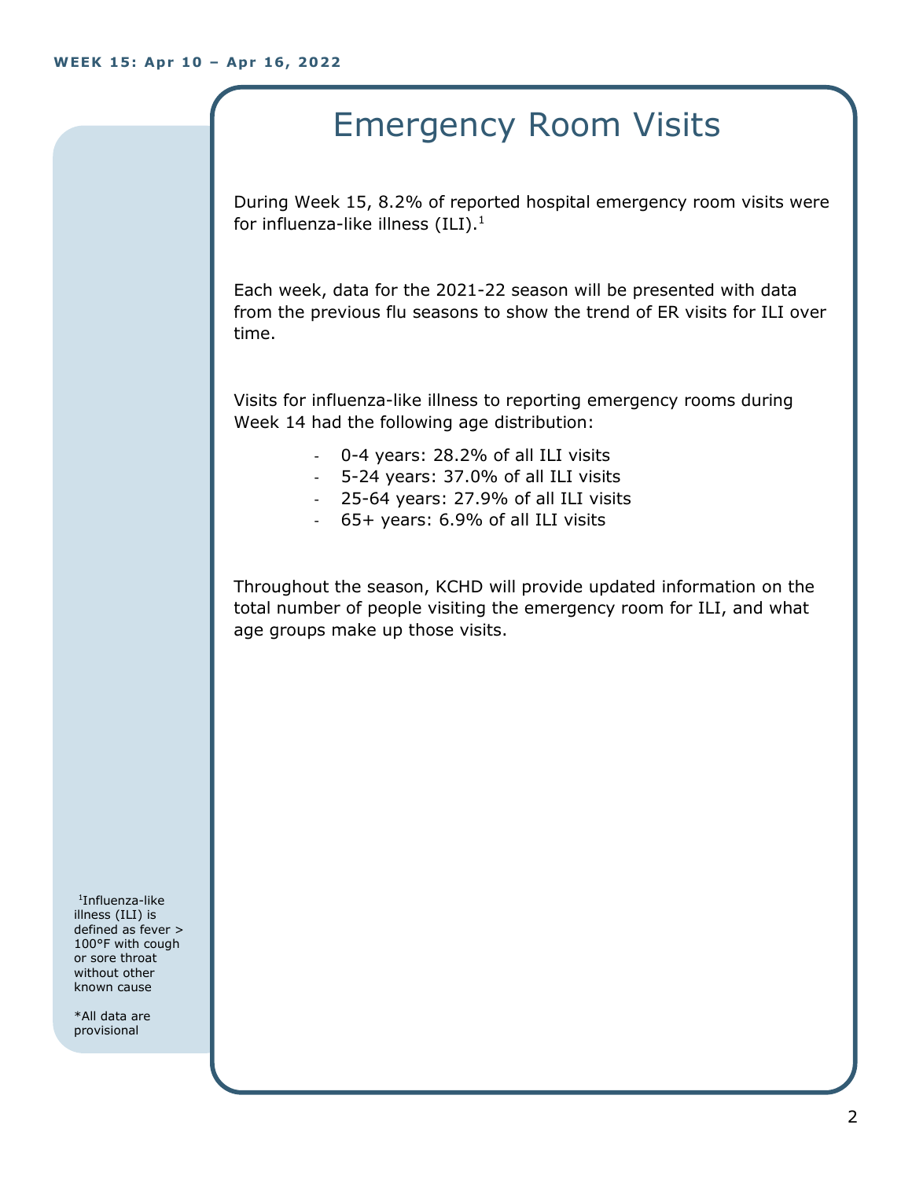WEEK 15: Apr 10 – Apr 16, 2022

# Emergency Room Visits

During Week 15, 8.2% of reported hospital emergency room visits were for influenza-like illness (ILI).[1]

Each week, data for the 2021-22 season will be presented with data from the previous flu seasons to show the trend of ER visits for ILI over time.

Visits for influenza-like illness to reporting emergency rooms during Week 14 had the following age distribution:

- 0-4 years: 28.2% of all ILI visits
- 5-24 years: 37.0% of all ILI visits
- 25-64 years: 27.9% of all ILI visits
- 65+ years: 6.9% of all ILI visits

Throughout the season, KCHD will provide updated information on the total number of people visiting the emergency room for ILI, and what age groups make up those visits.

[1]Influenza-like illness (ILI) is defined as fever > 100°F with cough or sore throat without other known cause

*All data are provisional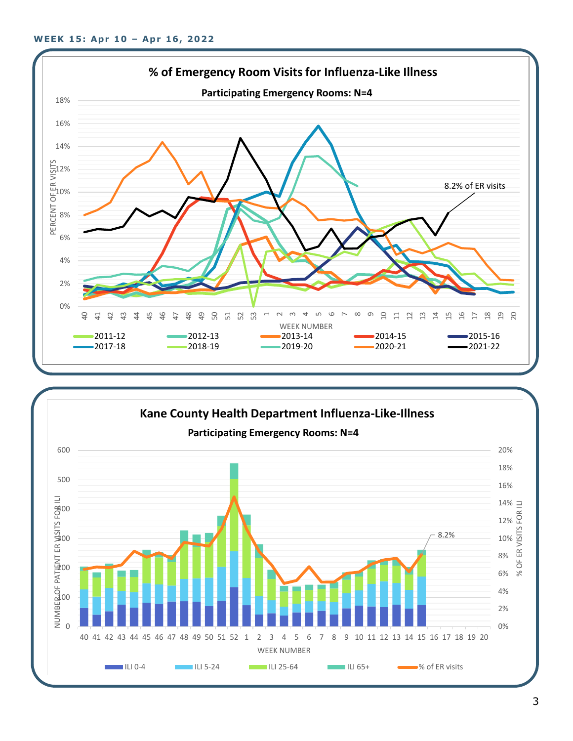**WEEK 15: Apr 10 – Apr 16, 2022**

## % of Emergency Room Visits for Influenza-Like Illness

**Participating Emergency Rooms: N=4**

PERCENT OF ER VISITS: 0%, 2%, 4%, 6%, 8%, 10%, 12%, 14%, 16%, 18%

WEEK NUMBER: 40, 41, 42, 43, 44, 45, 46, 47, 48, 49, 50, 51, 52, 53, 1, 2, 3, 4, 5, 6, 7, 8, 9, 10, 11, 12, 13, 14, 15, 16, 17, 18, 19, 20

8.2% of ER visits

Legend: 2011-12, 2012-13, 2013-14, 2014-15, 2015-16, 2017-18, 2018-19, 2019-20, 2020-21, 2021-22

## Kane County Health Department Influenza-Like-Illness

**Participating Emergency Rooms: N=4**

NUMBER OF PATIENT ER VISITS FOR ILI: 0, 100, 200, 300, 400, 500, 600

% OF ER VISITS FOR ILI: 0%, 2%, 4%, 6%, 8%, 10%, 12%, 14%, 16%, 18%, 20%

WEEK NUMBER: 40, 41, 42, 43, 44, 45, 46, 47, 48, 49, 50, 51, 52, 1, 2, 3, 4, 5, 6, 7, 8, 9, 10, 11, 12, 13, 14, 15, 16, 17, 18, 19, 20

8.2%

Legend: ILI 0-4, ILI 5-24, ILI 25-64, ILI 65+, % of ER visits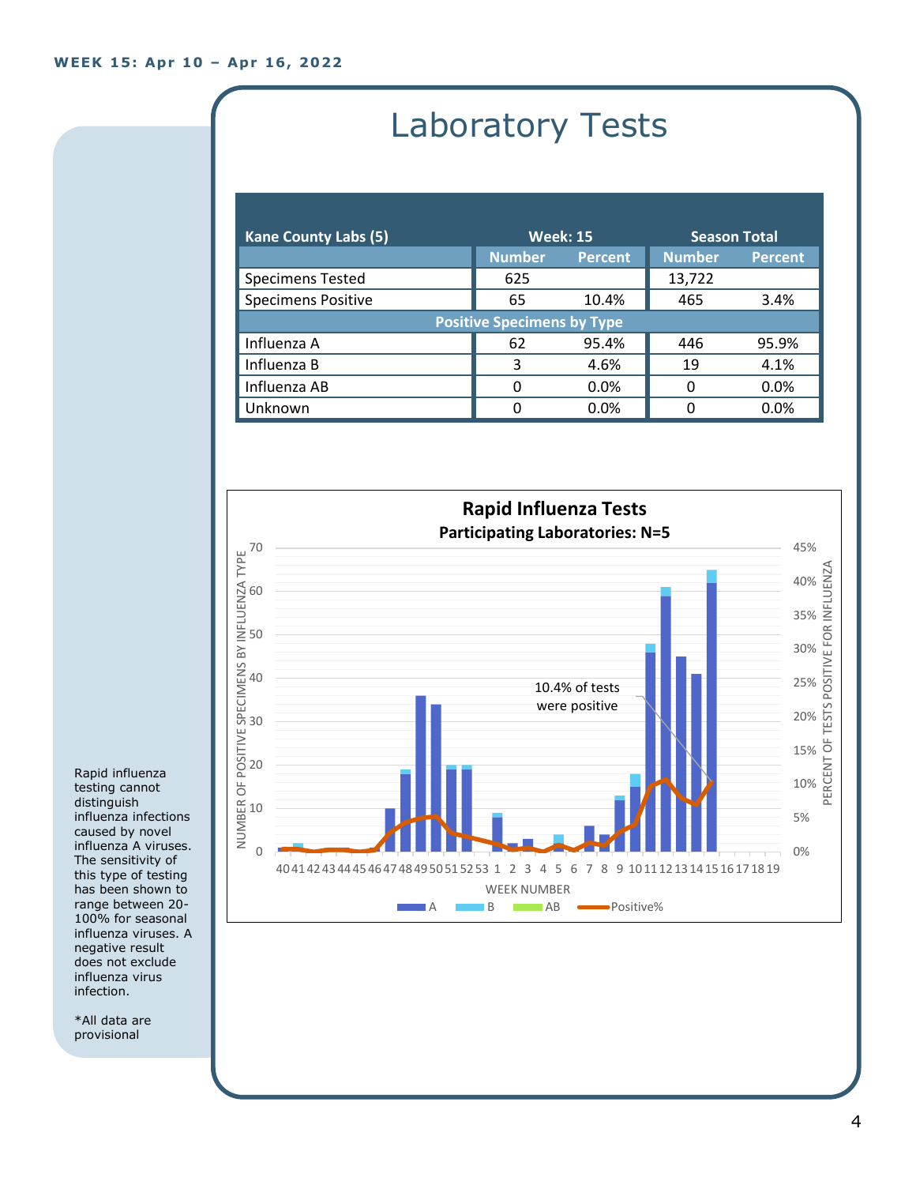WEEK 15: Apr 10 – Apr 16, 2022

# Laboratory Tests

| Kane County Labs (5) | Week: 15 | | Season Total | |
|---|---|---|---|---|
| | Number | Percent | Number | Percent |
| Specimens Tested | 625 | | 13,722 | |
| Specimens Positive | 65 | 10.4% | 465 | 3.4% |
| **Positive Specimens by Type** | | | | |
| Influenza A | 62 | 95.4% | 446 | 95.9% |
| Influenza B | 3 | 4.6% | 19 | 4.1% |
| Influenza AB | 0 | 0.0% | 0 | 0.0% |
| Unknown | 0 | 0.0% | 0 | 0.0% |

**Rapid Influenza Tests**

**Participating Laboratories: N=5**

10.4% of tests were positive

Rapid influenza testing cannot distinguish influenza infections caused by novel influenza A viruses. The sensitivity of this type of testing has been shown to range between 20-100% for seasonal influenza viruses. A negative result does not exclude influenza virus infection.

*All data are provisional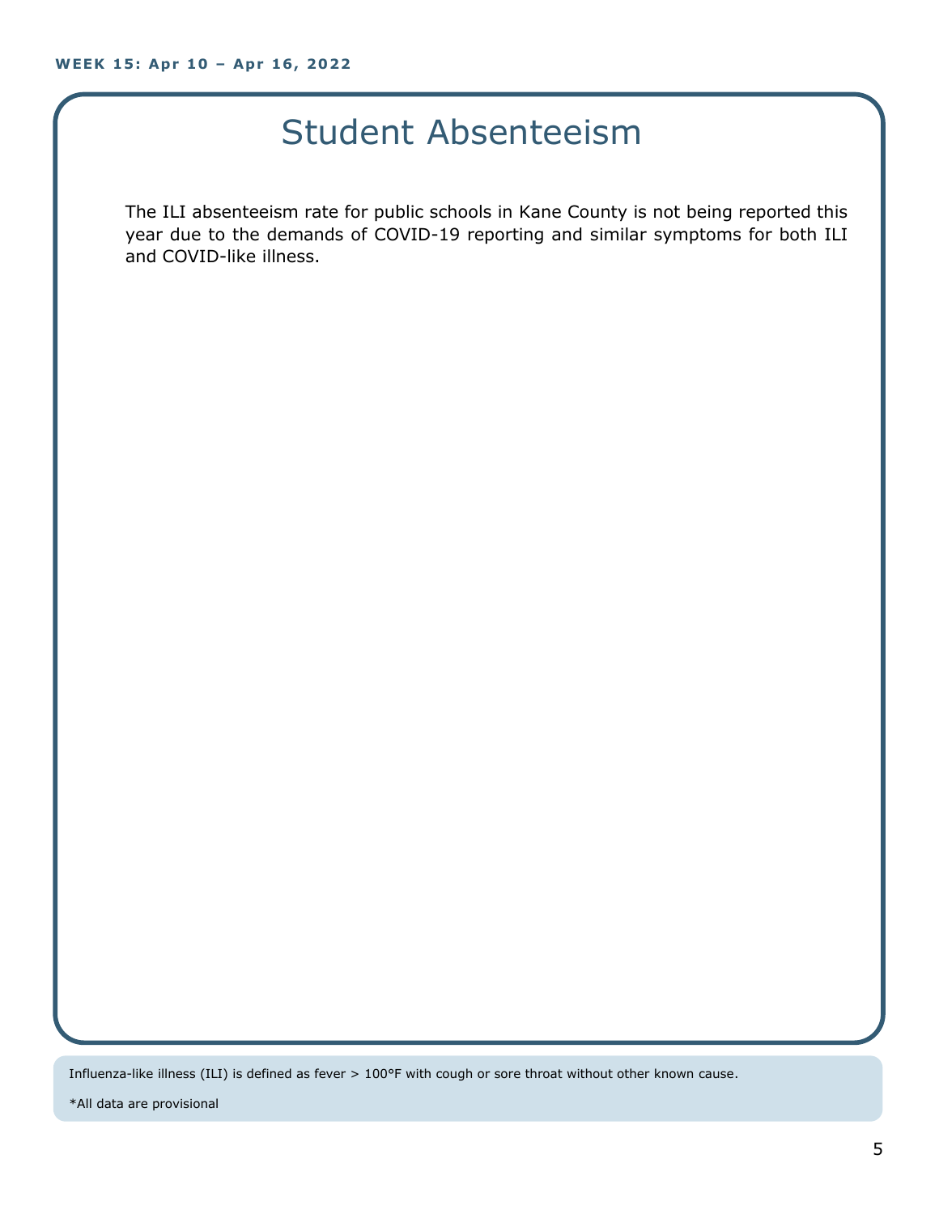# Student Absenteeism

The ILI absenteeism rate for public schools in Kane County is not being reported this year due to the demands of COVID-19 reporting and similar symptoms for both ILI and COVID-like illness.

Influenza-like illness (ILI) is defined as fever > 100°F with cough or sore throat without other known cause.

*All data are provisional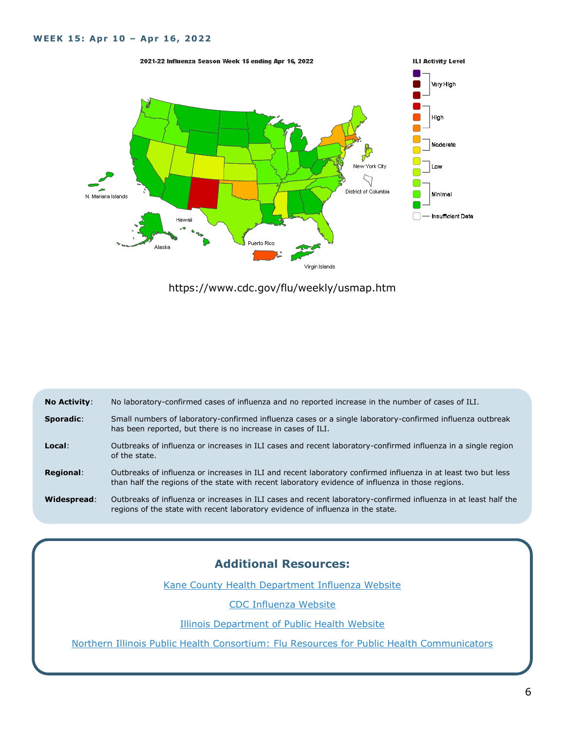**WEEK 15: Apr 10 – Apr 16, 2022**

2021-22 Influenza Season Week 15 ending Apr 16, 2022

ILI Activity Level

Very High

High

Moderate

Low

Minimal

Insufficient Data

N. Mariana Islands

Hawaii

Alaska

Puerto Rico

Virgin Islands

New York City

District of Columbia

https://www.cdc.gov/flu/weekly/usmap.htm

| | |
|---|---|
| **No Activity**: | No laboratory-confirmed cases of influenza and no reported increase in the number of cases of ILI. |
| **Sporadic**: | Small numbers of laboratory-confirmed influenza cases or a single laboratory-confirmed influenza outbreak has been reported, but there is no increase in cases of ILI. |
| **Local**: | Outbreaks of influenza or increases in ILI cases and recent laboratory-confirmed influenza in a single region of the state. |
| **Regional**: | Outbreaks of influenza or increases in ILI and recent laboratory confirmed influenza in at least two but less than half the regions of the state with recent laboratory evidence of influenza in those regions. |
| **Widespread**: | Outbreaks of influenza or increases in ILI cases and recent laboratory-confirmed influenza in at least half the regions of the state with recent laboratory evidence of influenza in the state. |

## Additional Resources:

Kane County Health Department Influenza Website

CDC Influenza Website

Illinois Department of Public Health Website

Northern Illinois Public Health Consortium: Flu Resources for Public Health Communicators